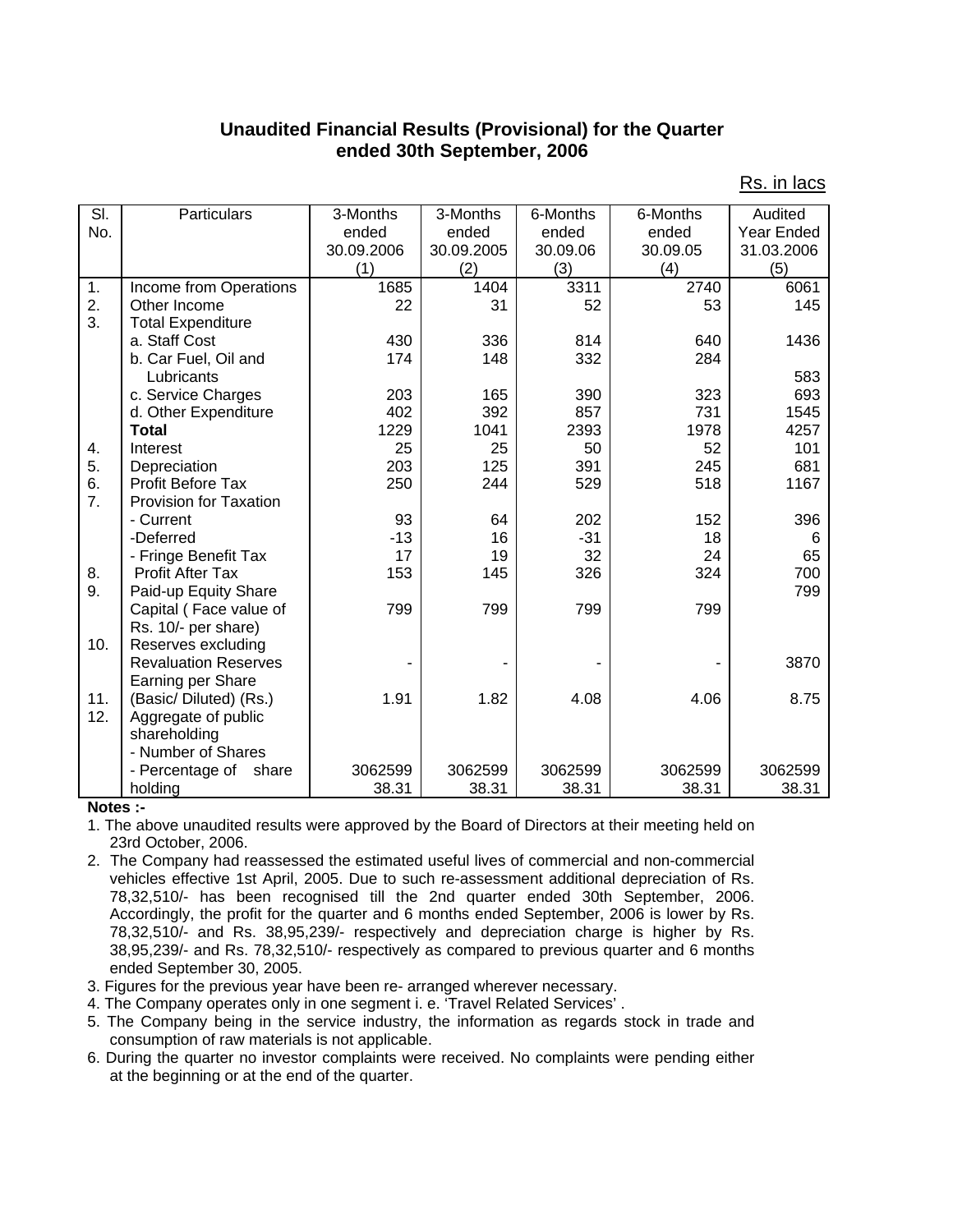## Unaudited Financial Results (Provisional) for the Quarter ended 30th September, 2006

Rs. in lacs

| Sl. No. | Particulars | 3-Months ended 30.09.2006 (1) | 3-Months ended 30.09.2005 (2) | 6-Months ended 30.09.06 (3) | 6-Months ended 30.09.05 (4) | Audited Year Ended 31.03.2006 (5) |
|---|---|---|---|---|---|---|
| 1. | Income from Operations | 1685 | 1404 | 3311 | 2740 | 6061 |
| 2. | Other Income | 22 | 31 | 52 | 53 | 145 |
| 3. | Total Expenditure | | | | | |
| | a. Staff Cost | 430 | 336 | 814 | 640 | 1436 |
| | b. Car Fuel, Oil and Lubricants | 174 | 148 | 332 | 284 | 583 |
| | c. Service Charges | 203 | 165 | 390 | 323 | 693 |
| | d. Other Expenditure | 402 | 392 | 857 | 731 | 1545 |
| | **Total** | 1229 | 1041 | 2393 | 1978 | 4257 |
| 4. | Interest | 25 | 25 | 50 | 52 | 101 |
| 5. | Depreciation | 203 | 125 | 391 | 245 | 681 |
| 6. | Profit Before Tax | 250 | 244 | 529 | 518 | 1167 |
| 7. | Provision for Taxation | | | | | |
| | - Current | 93 | 64 | 202 | 152 | 396 |
| | -Deferred | -13 | 16 | -31 | 18 | 6 |
| | - Fringe Benefit Tax | 17 | 19 | 32 | 24 | 65 |
| 8. | Profit After Tax | 153 | 145 | 326 | 324 | 700 |
| 9. | Paid-up Equity Share Capital ( Face value of Rs. 10/- per share) | 799 | 799 | 799 | 799 | 799 |
| 10. | Reserves excluding Revaluation Reserves | - | - | - | - | 3870 |
| 11. | Earning per Share (Basic/ Diluted) (Rs.) | 1.91 | 1.82 | 4.08 | 4.06 | 8.75 |
| 12. | Aggregate of public shareholding | | | | | |
| | - Number of Shares | 3062599 | 3062599 | 3062599 | 3062599 | 3062599 |
| | - Percentage of share holding | 38.31 | 38.31 | 38.31 | 38.31 | 38.31 |

**Notes :-**

1. The above unaudited results were approved by the Board of Directors at their meeting held on 23rd October, 2006.
2. The Company had reassessed the estimated useful lives of commercial and non-commercial vehicles effective 1st April, 2005. Due to such re-assessment additional depreciation of Rs. 78,32,510/- has been recognised till the 2nd quarter ended 30th September, 2006. Accordingly, the profit for the quarter and 6 months ended September, 2006 is lower by Rs. 78,32,510/- and Rs. 38,95,239/- respectively and depreciation charge is higher by Rs. 38,95,239/- and Rs. 78,32,510/- respectively as compared to previous quarter and 6 months ended September 30, 2005.
3. Figures for the previous year have been re- arranged wherever necessary.
4. The Company operates only in one segment i. e. 'Travel Related Services' .
5. The Company being in the service industry, the information as regards stock in trade and consumption of raw materials is not applicable.
6. During the quarter no investor complaints were received. No complaints were pending either at the beginning or at the end of the quarter.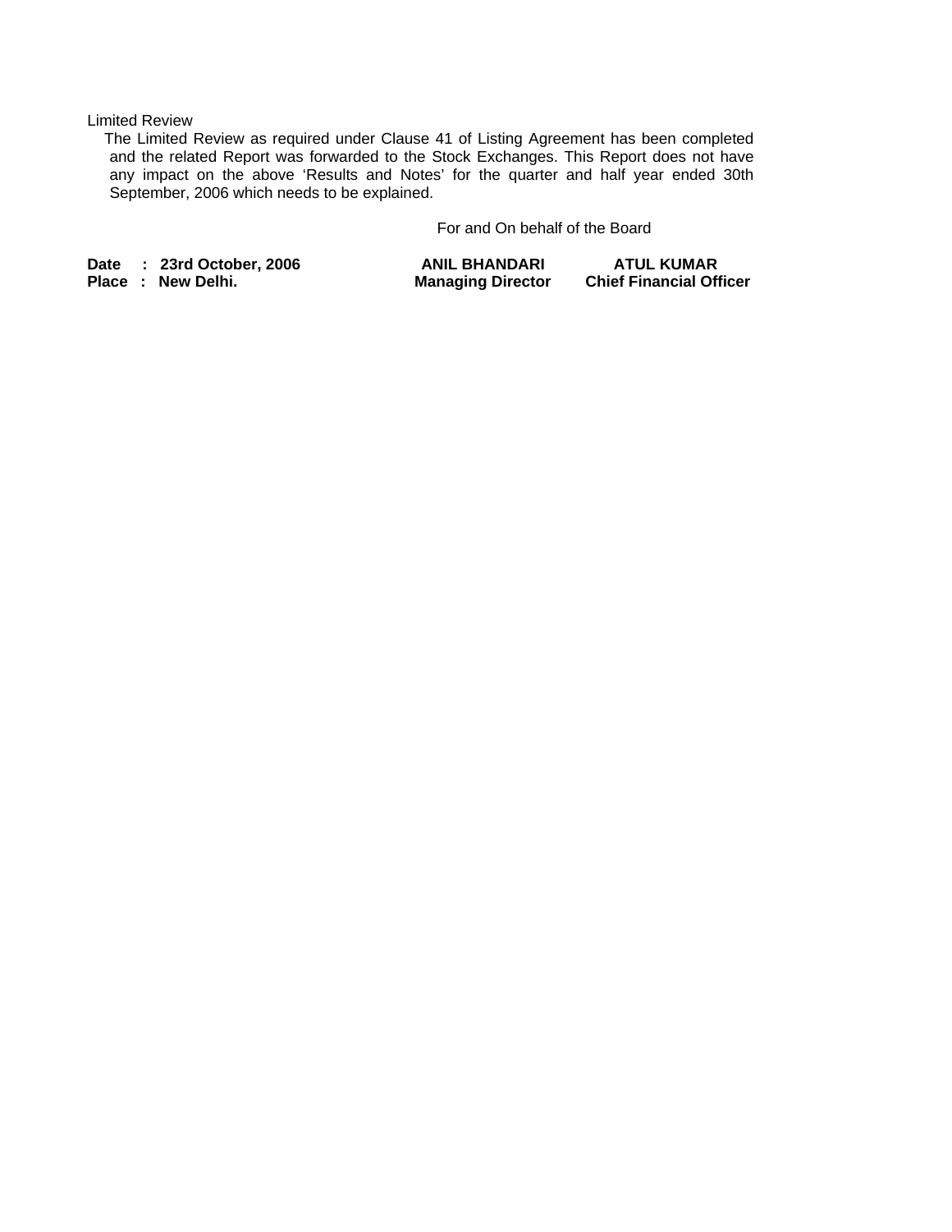Limited Review

The Limited Review as required under Clause 41 of Listing Agreement has been completed and the related Report was forwarded to the Stock Exchanges. This Report does not have any impact on the above 'Results and Notes' for the quarter and half year ended 30th September, 2006 which needs to be explained.

For and On behalf of the Board

| | | |
|---|---|---|
| **Date : 23rd October, 2006** | **ANIL BHANDARI** | **ATUL KUMAR** |
| **Place : New Delhi.** | **Managing Director** | **Chief Financial Officer** |